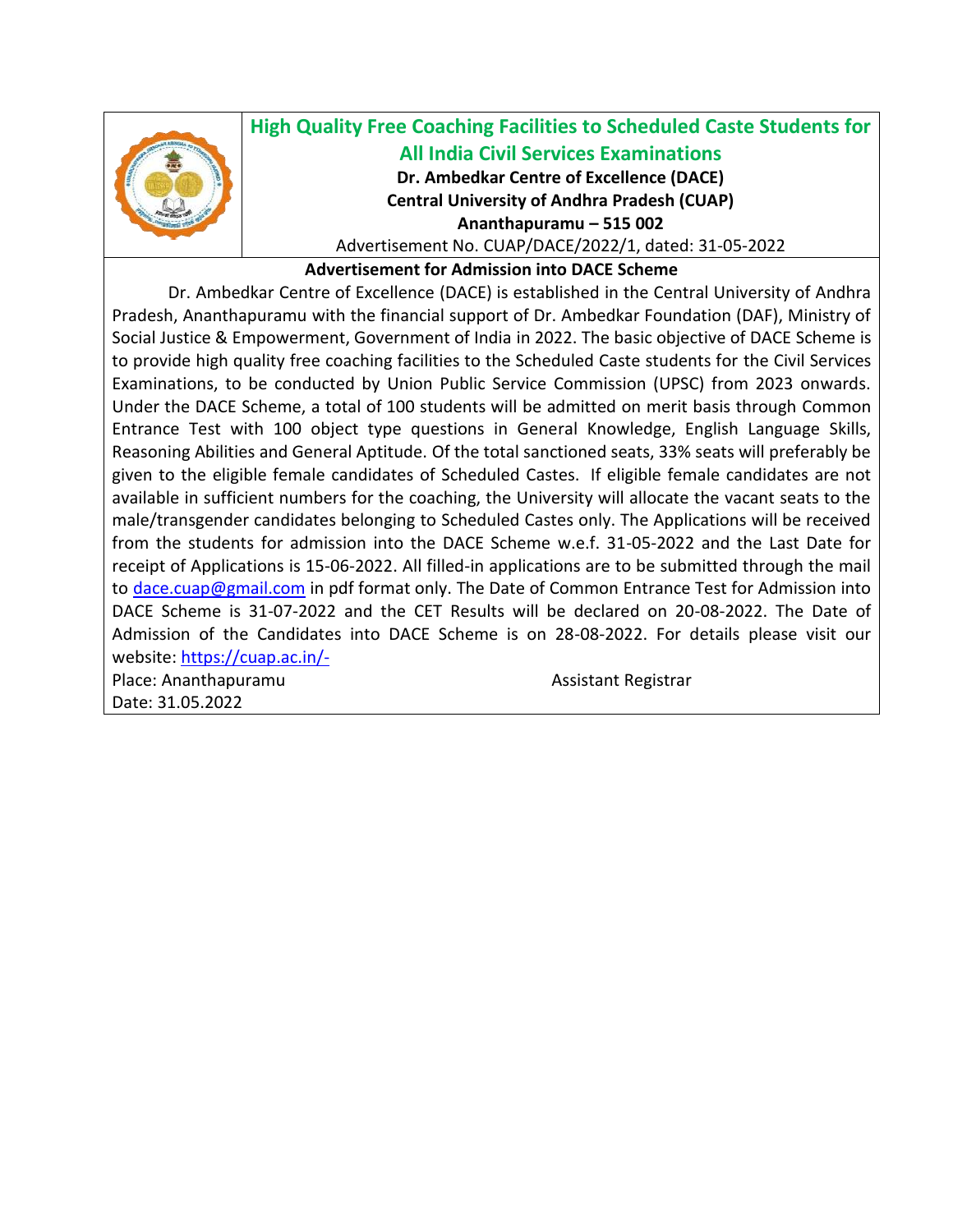## High Quality Free Coaching Facilities to Scheduled Caste Students for All India Civil Services Examinations

**Dr. Ambedkar Centre of Excellence (DACE)**
**Central University of Andhra Pradesh (CUAP)**
**Ananthapuramu – 515 002**

Advertisement No. CUAP/DACE/2022/1, dated: 31-05-2022

**Advertisement for Admission into DACE Scheme**

Dr. Ambedkar Centre of Excellence (DACE) is established in the Central University of Andhra Pradesh, Ananthapuramu with the financial support of Dr. Ambedkar Foundation (DAF), Ministry of Social Justice & Empowerment, Government of India in 2022. The basic objective of DACE Scheme is to provide high quality free coaching facilities to the Scheduled Caste students for the Civil Services Examinations, to be conducted by Union Public Service Commission (UPSC) from 2023 onwards. Under the DACE Scheme, a total of 100 students will be admitted on merit basis through Common Entrance Test with 100 object type questions in General Knowledge, English Language Skills, Reasoning Abilities and General Aptitude. Of the total sanctioned seats, 33% seats will preferably be given to the eligible female candidates of Scheduled Castes. If eligible female candidates are not available in sufficient numbers for the coaching, the University will allocate the vacant seats to the male/transgender candidates belonging to Scheduled Castes only. The Applications will be received from the students for admission into the DACE Scheme w.e.f. 31-05-2022 and the Last Date for receipt of Applications is 15-06-2022. All filled-in applications are to be submitted through the mail to dace.cuap@gmail.com in pdf format only. The Date of Common Entrance Test for Admission into DACE Scheme is 31-07-2022 and the CET Results will be declared on 20-08-2022. The Date of Admission of the Candidates into DACE Scheme is on 28-08-2022. For details please visit our website: https://cuap.ac.in/-

Place: Ananthapuramu
Date: 31.05.2022

Assistant Registrar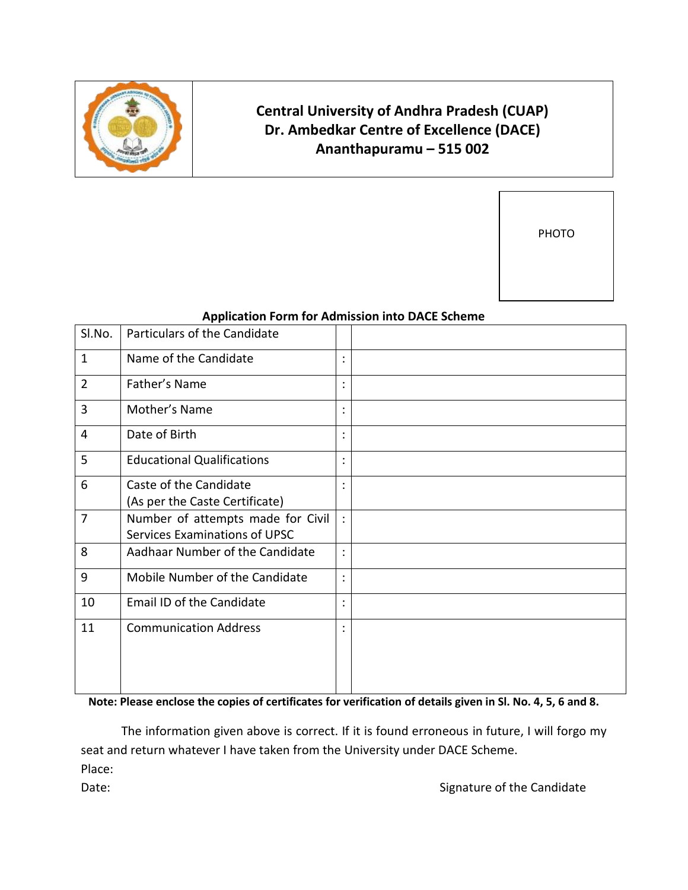# Central University of Andhra Pradesh (CUAP)
# Dr. Ambedkar Centre of Excellence (DACE)
# Ananthapuramu – 515 002

PHOTO

**Application Form for Admission into DACE Scheme**

| Sl.No. | Particulars of the Candidate | | |
|---|---|---|---|
| 1 | Name of the Candidate | : | |
| 2 | Father's Name | : | |
| 3 | Mother's Name | : | |
| 4 | Date of Birth | : | |
| 5 | Educational Qualifications | : | |
| 6 | Caste of the Candidate (As per the Caste Certificate) | : | |
| 7 | Number of attempts made for Civil Services Examinations of UPSC | : | |
| 8 | Aadhaar Number of the Candidate | : | |
| 9 | Mobile Number of the Candidate | : | |
| 10 | Email ID of the Candidate | : | |
| 11 | Communication Address | : | |

**Note: Please enclose the copies of certificates for verification of details given in Sl. No. 4, 5, 6 and 8.**

The information given above is correct. If it is found erroneous in future, I will forgo my seat and return whatever I have taken from the University under DACE Scheme.

Place:

Date: Signature of the Candidate